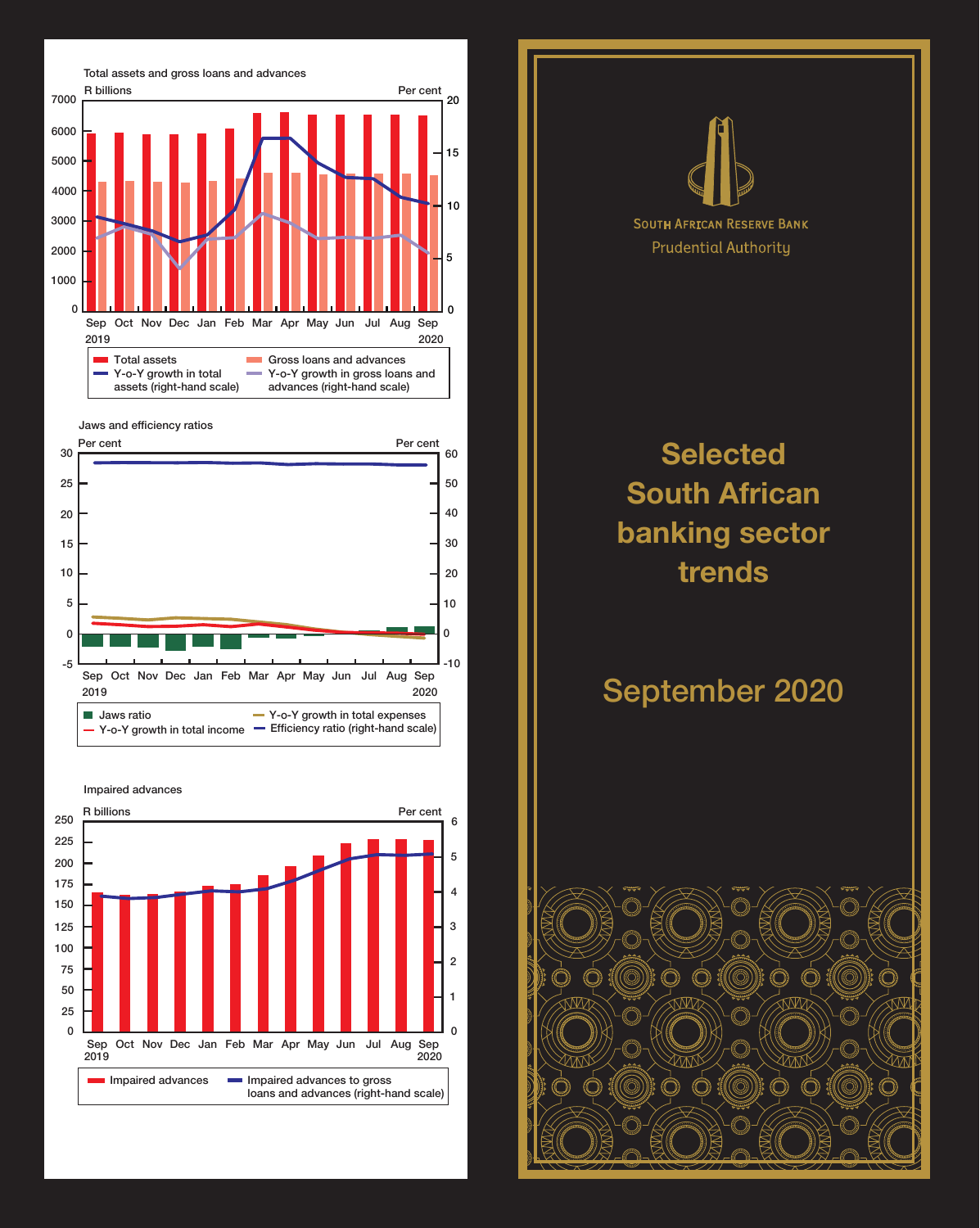South African Reserve Bank

Prudential Authority

# Selected South African banking sector trends

## September 2020

### Total assets and gross loans and advances

R billions | Per cent

Sep 2019, Oct, Nov, Dec, Jan, Feb, Mar, Apr, May, Jun, Jul, Aug, Sep 2020

- Total assets
- Gross loans and advances
- Y-o-Y growth in total assets (right-hand scale)
- Y-o-Y growth in gross loans and advances (right-hand scale)

### Jaws and efficiency ratios

Per cent | Per cent

Sep 2019, Oct, Nov, Dec, Jan, Feb, Mar, Apr, May, Jun, Jul, Aug, Sep 2020

- Jaws ratio
- Y-o-Y growth in total income
- Y-o-Y growth in total expenses
- Efficiency ratio (right-hand scale)

### Impaired advances

R billions | Per cent

Sep 2019, Oct, Nov, Dec, Jan, Feb, Mar, Apr, May, Jun, Jul, Aug, Sep 2020

- Impaired advances
- Impaired advances to gross loans and advances (right-hand scale)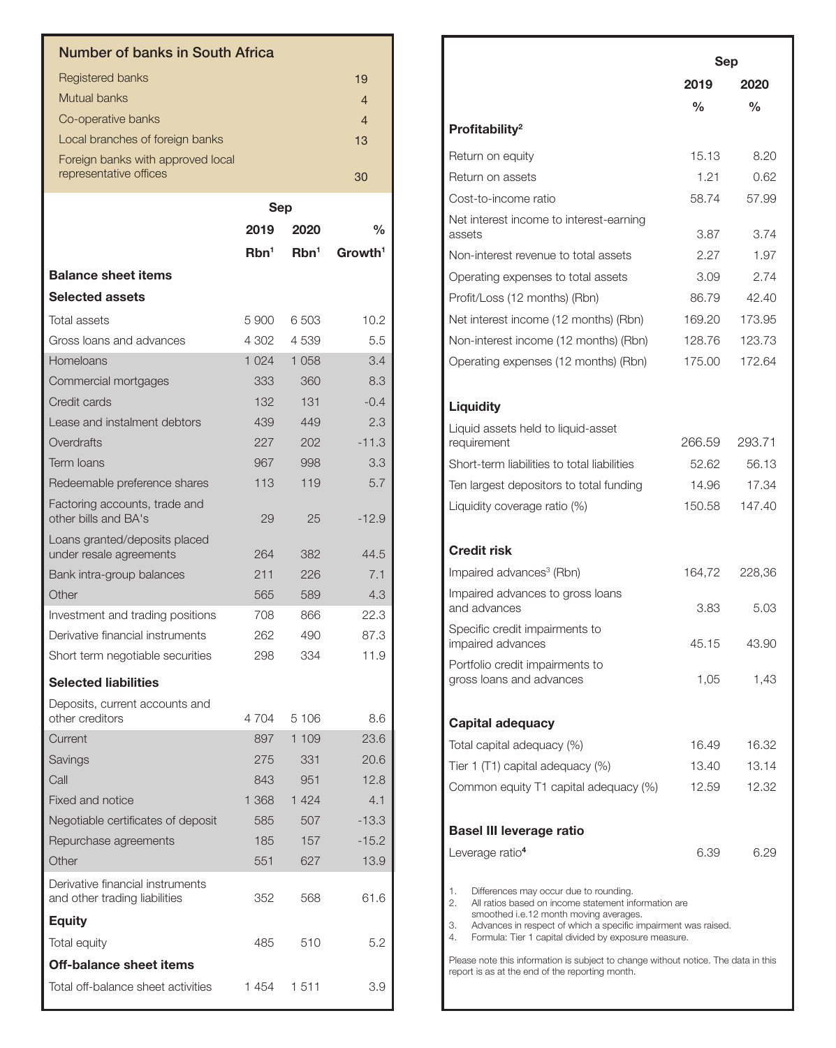## Number of banks in South Africa

| | |
|---|---|
| Registered banks | 19 |
| Mutual banks | 4 |
| Co-operative banks | 4 |
| Local branches of foreign banks | 13 |
| Foreign banks with approved local representative offices | 30 |

| | Sep | | |
|---|---|---|---|
| | 2019 | 2020 | % |
| | Rbn[1] | Rbn[1] | Growth[1] |
| **Balance sheet items** | | | |
| **Selected assets** | | | |
| Total assets | 5 900 | 6 503 | 10.2 |
| Gross loans and advances | 4 302 | 4 539 | 5.5 |
| Homeloans | 1 024 | 1 058 | 3.4 |
| Commercial mortgages | 333 | 360 | 8.3 |
| Credit cards | 132 | 131 | -0.4 |
| Lease and instalment debtors | 439 | 449 | 2.3 |
| Overdrafts | 227 | 202 | -11.3 |
| Term loans | 967 | 998 | 3.3 |
| Redeemable preference shares | 113 | 119 | 5.7 |
| Factoring accounts, trade and other bills and BA's | 29 | 25 | -12.9 |
| Loans granted/deposits placed under resale agreements | 264 | 382 | 44.5 |
| Bank intra-group balances | 211 | 226 | 7.1 |
| Other | 565 | 589 | 4.3 |
| Investment and trading positions | 708 | 866 | 22.3 |
| Derivative financial instruments | 262 | 490 | 87.3 |
| Short term negotiable securities | 298 | 334 | 11.9 |
| **Selected liabilities** | | | |
| Deposits, current accounts and other creditors | 4 704 | 5 106 | 8.6 |
| Current | 897 | 1 109 | 23.6 |
| Savings | 275 | 331 | 20.6 |
| Call | 843 | 951 | 12.8 |
| Fixed and notice | 1 368 | 1 424 | 4.1 |
| Negotiable certificates of deposit | 585 | 507 | -13.3 |
| Repurchase agreements | 185 | 157 | -15.2 |
| Other | 551 | 627 | 13.9 |
| Derivative financial instruments and other trading liabilities | 352 | 568 | 61.6 |
| **Equity** | | | |
| Total equity | 485 | 510 | 5.2 |
| **Off-balance sheet items** | | | |
| Total off-balance sheet activities | 1 454 | 1 511 | 3.9 |

| | Sep | |
|---|---|---|
| | 2019 | 2020 |
| | % | % |
| **Profitability[2]** | | |
| Return on equity | 15.13 | 8.20 |
| Return on assets | 1.21 | 0.62 |
| Cost-to-income ratio | 58.74 | 57.99 |
| Net interest income to interest-earning assets | 3.87 | 3.74 |
| Non-interest revenue to total assets | 2.27 | 1.97 |
| Operating expenses to total assets | 3.09 | 2.74 |
| Profit/Loss (12 months) (Rbn) | 86.79 | 42.40 |
| Net interest income (12 months) (Rbn) | 169.20 | 173.95 |
| Non-interest income (12 months) (Rbn) | 128.76 | 123.73 |
| Operating expenses (12 months) (Rbn) | 175.00 | 172.64 |
| **Liquidity** | | |
| Liquid assets held to liquid-asset requirement | 266.59 | 293.71 |
| Short-term liabilities to total liabilities | 52.62 | 56.13 |
| Ten largest depositors to total funding | 14.96 | 17.34 |
| Liquidity coverage ratio (%) | 150.58 | 147.40 |
| **Credit risk** | | |
| Impaired advances[3] (Rbn) | 164,72 | 228,36 |
| Impaired advances to gross loans and advances | 3.83 | 5.03 |
| Specific credit impairments to impaired advances | 45.15 | 43.90 |
| Portfolio credit impairments to gross loans and advances | 1,05 | 1,43 |
| **Capital adequacy** | | |
| Total capital adequacy (%) | 16.49 | 16.32 |
| Tier 1 (T1) capital adequacy (%) | 13.40 | 13.14 |
| Common equity T1 capital adequacy (%) | 12.59 | 12.32 |
| **Basel III leverage ratio** | | |
| Leverage ratio[4] | 6.39 | 6.29 |

1. Differences may occur due to rounding.
2. All ratios based on income statement information are smoothed i.e.12 month moving averages.
3. Advances in respect of which a specific impairment was raised.
4. Formula: Tier 1 capital divided by exposure measure.

Please note this information is subject to change without notice. The data in this report is as at the end of the reporting month.